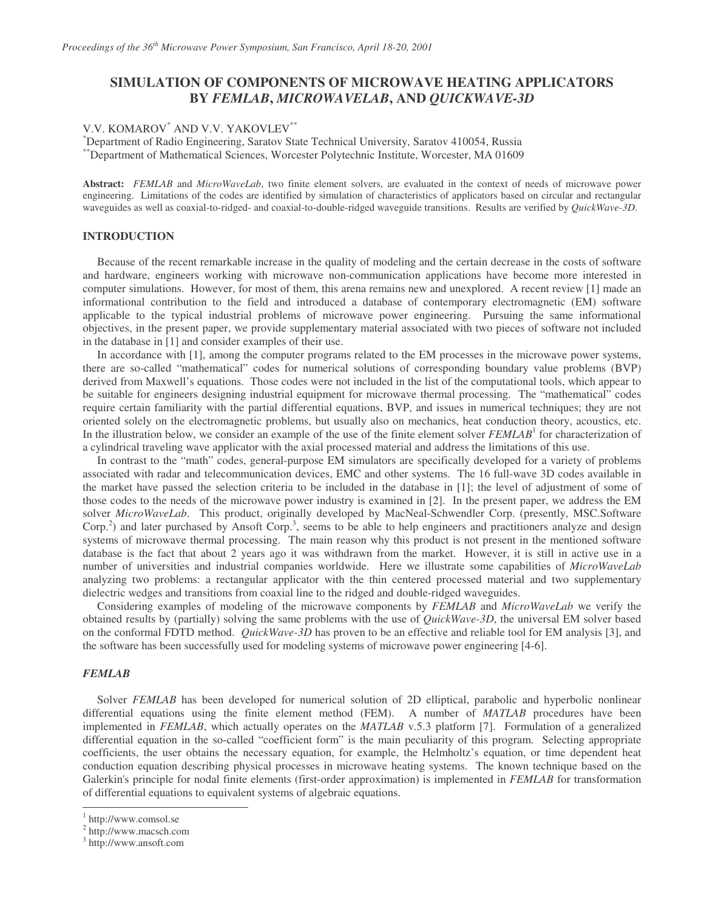# SIMULATION OF COMPONENTS OF MICROWAVE HEATING APPLICATORS BY *FEMLAB*, *MICROWAVELAB*, AND *QUICKWAVE-3D*

V.V. KOMAROV[*] AND V.V. YAKOVLEV[**]

[*]Department of Radio Engineering, Saratov State Technical University, Saratov 410054, Russia
[**]Department of Mathematical Sciences, Worcester Polytechnic Institute, Worcester, MA 01609

**Abstract:** *FEMLAB* and *MicroWaveLab*, two finite element solvers, are evaluated in the context of needs of microwave power engineering. Limitations of the codes are identified by simulation of characteristics of applicators based on circular and rectangular waveguides as well as coaxial-to-ridged- and coaxial-to-double-ridged waveguide transitions. Results are verified by *QuickWave-3D*.

## INTRODUCTION

Because of the recent remarkable increase in the quality of modeling and the certain decrease in the costs of software and hardware, engineers working with microwave non-communication applications have become more interested in computer simulations. However, for most of them, this arena remains new and unexplored. A recent review [1] made an informational contribution to the field and introduced a database of contemporary electromagnetic (EM) software applicable to the typical industrial problems of microwave power engineering. Pursuing the same informational objectives, in the present paper, we provide supplementary material associated with two pieces of software not included in the database in [1] and consider examples of their use.

In accordance with [1], among the computer programs related to the EM processes in the microwave power systems, there are so-called "mathematical" codes for numerical solutions of corresponding boundary value problems (BVP) derived from Maxwell's equations. Those codes were not included in the list of the computational tools, which appear to be suitable for engineers designing industrial equipment for microwave thermal processing. The "mathematical" codes require certain familiarity with the partial differential equations, BVP, and issues in numerical techniques; they are not oriented solely on the electromagnetic problems, but usually also on mechanics, heat conduction theory, acoustics, etc. In the illustration below, we consider an example of the use of the finite element solver *FEMLAB*[1] for characterization of a cylindrical traveling wave applicator with the axial processed material and address the limitations of this use.

In contrast to the "math" codes, general-purpose EM simulators are specifically developed for a variety of problems associated with radar and telecommunication devices, EMC and other systems. The 16 full-wave 3D codes available in the market have passed the selection criteria to be included in the database in [1]; the level of adjustment of some of those codes to the needs of the microwave power industry is examined in [2]. In the present paper, we address the EM solver *MicroWaveLab*. This product, originally developed by MacNeal-Schwendler Corp. (presently, MSC.Software Corp.[2]) and later purchased by Ansoft Corp.[3], seems to be able to help engineers and practitioners analyze and design systems of microwave thermal processing. The main reason why this product is not present in the mentioned software database is the fact that about 2 years ago it was withdrawn from the market. However, it is still in active use in a number of universities and industrial companies worldwide. Here we illustrate some capabilities of *MicroWaveLab* analyzing two problems: a rectangular applicator with the thin centered processed material and two supplementary dielectric wedges and transitions from coaxial line to the ridged and double-ridged waveguides.

Considering examples of modeling of the microwave components by *FEMLAB* and *MicroWaveLab* we verify the obtained results by (partially) solving the same problems with the use of *QuickWave-3D*, the universal EM solver based on the conformal FDTD method. *QuickWave-3D* has proven to be an effective and reliable tool for EM analysis [3], and the software has been successfully used for modeling systems of microwave power engineering [4-6].

## *FEMLAB*

Solver *FEMLAB* has been developed for numerical solution of 2D elliptical, parabolic and hyperbolic nonlinear differential equations using the finite element method (FEM). A number of *MATLAB* procedures have been implemented in *FEMLAB*, which actually operates on the *MATLAB* v.5.3 platform [7]. Formulation of a generalized differential equation in the so-called "coefficient form" is the main peculiarity of this program. Selecting appropriate coefficients, the user obtains the necessary equation, for example, the Helmholtz's equation, or time dependent heat conduction equation describing physical processes in microwave heating systems. The known technique based on the Galerkin's principle for nodal finite elements (first-order approximation) is implemented in *FEMLAB* for transformation of differential equations to equivalent systems of algebraic equations.

[1] http://www.comsol.se
[2] http://www.macsch.com
[3] http://www.ansoft.com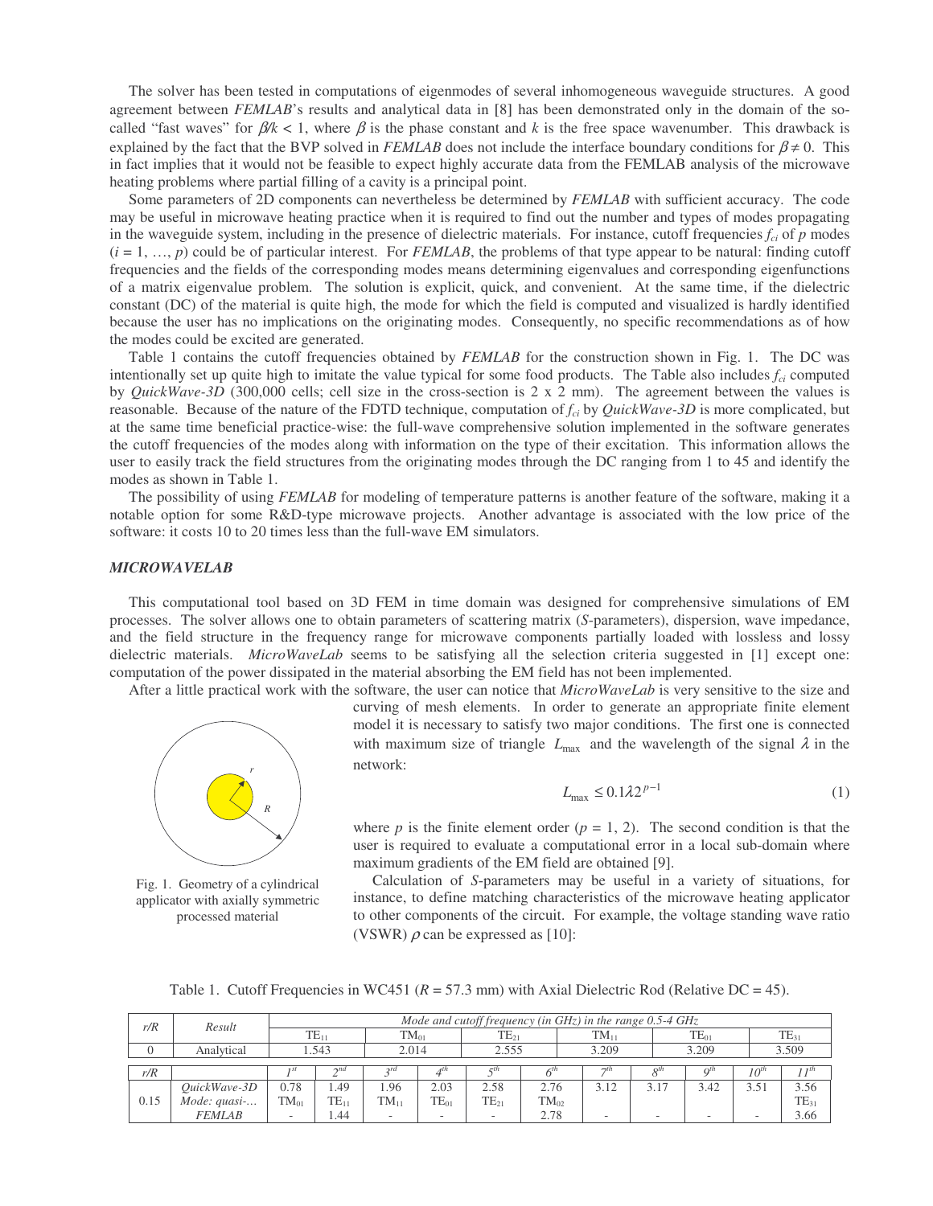The solver has been tested in computations of eigenmodes of several inhomogeneous waveguide structures. A good agreement between *FEMLAB*'s results and analytical data in [8] has been demonstrated only in the domain of the so-called "fast waves" for $\beta/k < 1$, where $\beta$ is the phase constant and $k$ is the free space wavenumber. This drawback is explained by the fact that the BVP solved in *FEMLAB* does not include the interface boundary conditions for $\beta \neq 0$. This in fact implies that it would not be feasible to expect highly accurate data from the FEMLAB analysis of the microwave heating problems where partial filling of a cavity is a principal point.

Some parameters of 2D components can nevertheless be determined by *FEMLAB* with sufficient accuracy. The code may be useful in microwave heating practice when it is required to find out the number and types of modes propagating in the waveguide system, including in the presence of dielectric materials. For instance, cutoff frequencies $f_{ci}$ of $p$ modes ($i = 1, \ldots, p$) could be of particular interest. For *FEMLAB*, the problems of that type appear to be natural: finding cutoff frequencies and the fields of the corresponding modes means determining eigenvalues and corresponding eigenfunctions of a matrix eigenvalue problem. The solution is explicit, quick, and convenient. At the same time, if the dielectric constant (DC) of the material is quite high, the mode for which the field is computed and visualized is hardly identified because the user has no implications on the originating modes. Consequently, no specific recommendations as of how the modes could be excited are generated.

Table 1 contains the cutoff frequencies obtained by *FEMLAB* for the construction shown in Fig. 1. The DC was intentionally set up quite high to imitate the value typical for some food products. The Table also includes $f_{ci}$ computed by *QuickWave-3D* (300,000 cells; cell size in the cross-section is 2 x 2 mm). The agreement between the values is reasonable. Because of the nature of the FDTD technique, computation of $f_{ci}$ by *QuickWave-3D* is more complicated, but at the same time beneficial practice-wise: the full-wave comprehensive solution implemented in the software generates the cutoff frequencies of the modes along with information on the type of their excitation. This information allows the user to easily track the field structures from the originating modes through the DC ranging from 1 to 45 and identify the modes as shown in Table 1.

The possibility of using *FEMLAB* for modeling of temperature patterns is another feature of the software, making it a notable option for some R&D-type microwave projects. Another advantage is associated with the low price of the software: it costs 10 to 20 times less than the full-wave EM simulators.

### *MICROWAVELAB*

This computational tool based on 3D FEM in time domain was designed for comprehensive simulations of EM processes. The solver allows one to obtain parameters of scattering matrix (*S*-parameters), dispersion, wave impedance, and the field structure in the frequency range for microwave components partially loaded with lossless and lossy dielectric materials. *MicroWaveLab* seems to be satisfying all the selection criteria suggested in [1] except one: computation of the power dissipated in the material absorbing the EM field has not been implemented.

After a little practical work with the software, the user can notice that *MicroWaveLab* is very sensitive to the size and curving of mesh elements. In order to generate an appropriate finite element model it is necessary to satisfy two major conditions. The first one is connected with maximum size of triangle $L_{\max}$ and the wavelength of the signal $\lambda$ in the network:

$$L_{\max} \le 0.1\lambda 2^{p-1} \tag{1}$$

where $p$ is the finite element order ($p$ = 1, 2). The second condition is that the user is required to evaluate a computational error in a local sub-domain where maximum gradients of the EM field are obtained [9].

Fig. 1. Geometry of a cylindrical applicator with axially symmetric processed material

Calculation of *S*-parameters may be useful in a variety of situations, for instance, to define matching characteristics of the microwave heating applicator to other components of the circuit. For example, the voltage standing wave ratio (VSWR) $\rho$ can be expressed as [10]:

Table 1. Cutoff Frequencies in WC451 ($R$ = 57.3 mm) with Axial Dielectric Rod (Relative DC = 45).

| *r/R* | *Result* | *Mode and cutoff frequency (in GHz) in the range 0.5-4 GHz* | | | | | | | | | | |
|---|---|---|---|---|---|---|---|---|---|---|---|---|
| | | $TE_{11}$ | | $TM_{01}$ | | $TE_{21}$ | | $TM_{11}$ | | $TE_{01}$ | | $TE_{31}$ |
| 0 | Analytical | 1.543 | | 2.014 | | 2.555 | | 3.209 | | 3.209 | | 3.509 |
| *r/R* | | *1st* | *2nd* | *3rd* | *4th* | *5th* | *6th* | *7th* | *8th* | *9th* | *10th* | *11th* |
| 0.15 | *QuickWave-3D* | 0.78 | 1.49 | 1.96 | 2.03 | 2.58 | 2.76 | 3.12 | 3.17 | 3.42 | 3.51 | 3.56 |
| | *Mode: quasi-…* | $TM_{01}$ | $TE_{11}$ | $TM_{11}$ | $TE_{01}$ | $TE_{21}$ | $TM_{02}$ | | | | | $TE_{31}$ |
| | *FEMLAB* | - | 1.44 | - | - | - | 2.78 | - | - | - | - | 3.66 |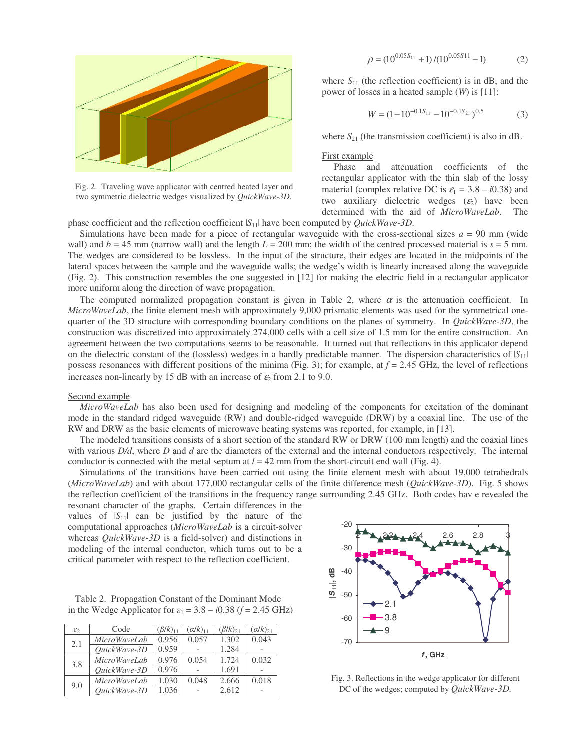Fig. 2. Traveling wave applicator with centred heated layer and two symmetric dielectric wedges visualized by *QuickWave-3D*.

$$\rho = (10^{0.05 S_{11}} + 1)/(10^{0.05 S11} - 1) \qquad (2)$$

where $S_{11}$ (the reflection coefficient) is in dB, and the power of losses in a heated sample ($W$) is [11]:

$$W = (1 - 10^{-0.1 S_{11}} - 10^{-0.1 S_{21}})^{0.5} \qquad (3)$$

where $S_{21}$ (the transmission coefficient) is also in dB.

First example

Phase and attenuation coefficients of the rectangular applicator with the thin slab of the lossy material (complex relative DC is $\varepsilon_1 = 3.8 - i0.38$) and two auxiliary dielectric wedges ($\varepsilon_2$) have been determined with the aid of *MicroWaveLab*. The phase coefficient and the reflection coefficient $|S_{11}|$ have been computed by *QuickWave-3D*.

Simulations have been made for a piece of rectangular waveguide with the cross-sectional sizes $a$ = 90 mm (wide wall) and $b$ = 45 mm (narrow wall) and the length $L$ = 200 mm; the width of the centred processed material is $s$ = 5 mm. The wedges are considered to be lossless. In the input of the structure, their edges are located in the midpoints of the lateral spaces between the sample and the waveguide walls; the wedge's width is linearly increased along the waveguide (Fig. 2). This construction resembles the one suggested in [12] for making the electric field in a rectangular applicator more uniform along the direction of wave propagation.

The computed normalized propagation constant is given in Table 2, where $\alpha$ is the attenuation coefficient. In *MicroWaveLab*, the finite element mesh with approximately 9,000 prismatic elements was used for the symmetrical one-quarter of the 3D structure with corresponding boundary conditions on the planes of symmetry. In *QuickWave-3D*, the construction was discretized into approximately 274,000 cells with a cell size of 1.5 mm for the entire construction. An agreement between the two computations seems to be reasonable. It turned out that reflections in this applicator depend on the dielectric constant of the (lossless) wedges in a hardly predictable manner. The dispersion characteristics of $|S_{11}|$ possess resonances with different positions of the minima (Fig. 3); for example, at $f$ = 2.45 GHz, the level of reflections increases non-linearly by 15 dB with an increase of $\varepsilon_2$ from 2.1 to 9.0.

Second example

*MicroWaveLab* has also been used for designing and modeling of the components for excitation of the dominant mode in the standard ridged waveguide (RW) and double-ridged waveguide (DRW) by a coaxial line. The use of the RW and DRW as the basic elements of microwave heating systems was reported, for example, in [13].

The modeled transitions consists of a short section of the standard RW or DRW (100 mm length) and the coaxial lines with various $D/d$, where $D$ and $d$ are the diameters of the external and the internal conductors respectively. The internal conductor is connected with the metal septum at $l$ = 42 mm from the short-circuit end wall (Fig. 4).

Simulations of the transitions have been carried out using the finite element mesh with about 19,000 tetrahedrals (*MicroWaveLab*) and with about 177,000 rectangular cells of the finite difference mesh (*QuickWave-3D*). Fig. 5 shows the reflection coefficient of the transitions in the frequency range surrounding 2.45 GHz. Both codes hav e revealed the resonant character of the graphs. Certain differences in the values of $|S_{11}|$ can be justified by the nature of the computational approaches (*MicroWaveLab* is a circuit-solver whereas *QuickWave-3D* is a field-solver) and distinctions in modeling of the internal conductor, which turns out to be a critical parameter with respect to the reflection coefficient.

Table 2. Propagation Constant of the Dominant Mode in the Wedge Applicator for $\varepsilon_1 = 3.8 - i0.38$ ($f$ = 2.45 GHz)

| $\varepsilon_2$ | Code | $(\beta/k)_{11}$ | $(\alpha/k)_{11}$ | $(\beta/k)_{21}$ | $(\alpha/k)_{21}$ |
|---|---|---|---|---|---|
| 2.1 | *MicroWaveLab* | 0.956 | 0.057 | 1.302 | 0.043 |
| | *QuickWave-3D* | 0.959 | - | 1.284 | - |
| 3.8 | *MicroWaveLab* | 0.976 | 0.054 | 1.724 | 0.032 |
| | *QuickWave-3D* | 0.976 | - | 1.691 | - |
| 9.0 | *MicroWaveLab* | 1.030 | 0.048 | 2.666 | 0.018 |
| | *QuickWave-3D* | 1.036 | - | 2.612 | - |

Fig. 3. Reflections in the wedge applicator for different DC of the wedges; computed by *QuickWave-3D*.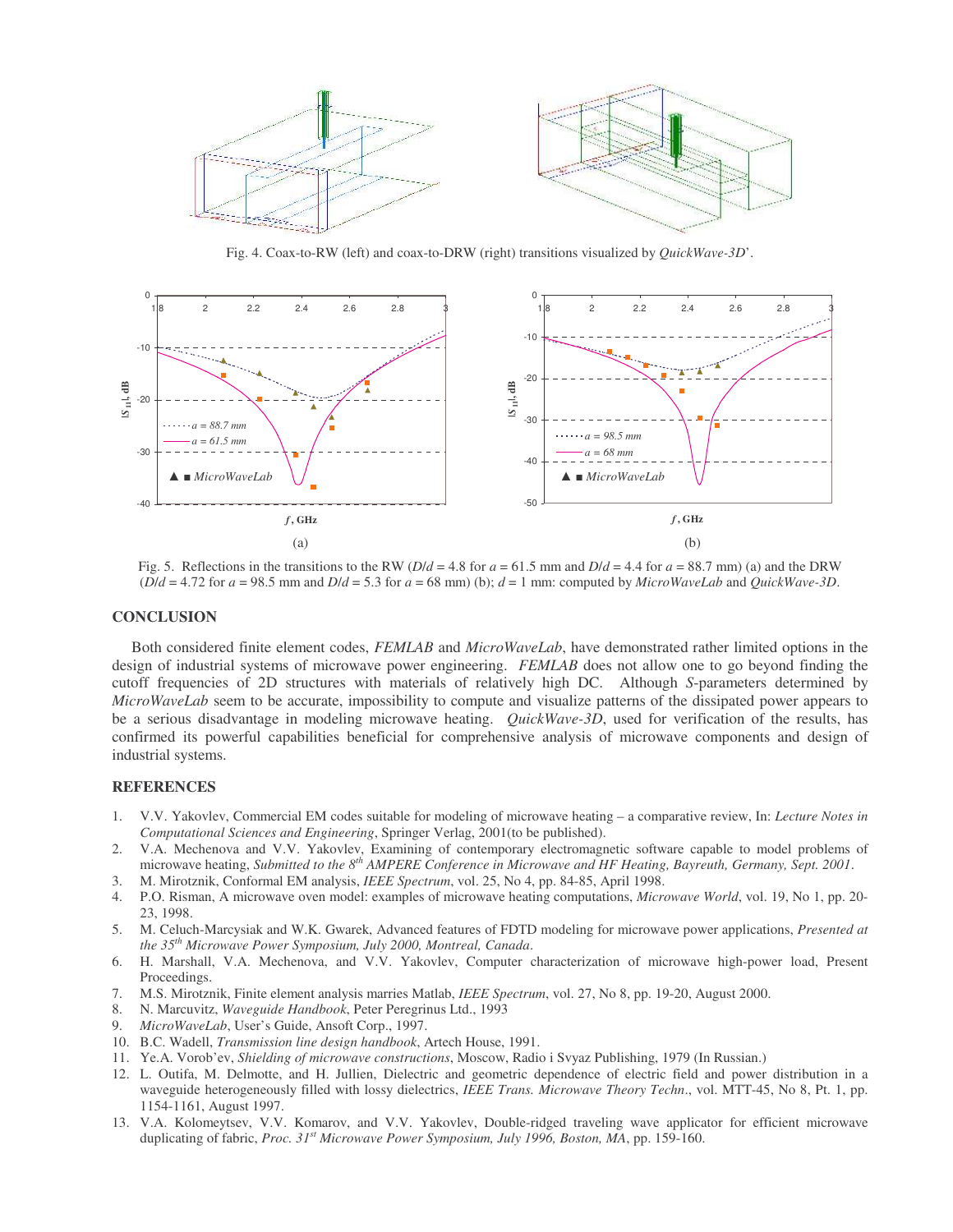Fig. 4. Coax-to-RW (left) and coax-to-DRW (right) transitions visualized by *QuickWave-3D*`.

(a)

0
1.8
2
2.2
2.4
2.6
2.8
3
-10
-20
-30
-40
$|S_{11}|$, dB
$a$ = 88.7 mm
$a$ = 61.5 mm
▲ ■ *MicroWaveLab*
$f$, GHz

(b)

0
1.8
2
2.2
2.4
2.6
2.8
3
-10
-20
-30
-40
-50
$|S_{11}|$, dB
$a$ = 98.5 mm
$a$ = 68 mm
▲ ■ *MicroWaveLab*
$f$, GHz

Fig. 5. Reflections in the transitions to the RW ($D/d$ = 4.8 for $a$ = 61.5 mm and $D/d$ = 4.4 for $a$ = 88.7 mm) (a) and the DRW ($D/d$ = 4.72 for $a$ = 98.5 mm and $D/d$ = 5.3 for $a$ = 68 mm) (b); $d$ = 1 mm: computed by *MicroWaveLab* and *QuickWave-3D*.

## CONCLUSION

Both considered finite element codes, *FEMLAB* and *MicroWaveLab*, have demonstrated rather limited options in the design of industrial systems of microwave power engineering. *FEMLAB* does not allow one to go beyond finding the cutoff frequencies of 2D structures with materials of relatively high DC. Although *S*-parameters determined by *MicroWaveLab* seem to be accurate, impossibility to compute and visualize patterns of the dissipated power appears to be a serious disadvantage in modeling microwave heating. *QuickWave-3D*, used for verification of the results, has confirmed its powerful capabilities beneficial for comprehensive analysis of microwave components and design of industrial systems.

## REFERENCES

1. V.V. Yakovlev, Commercial EM codes suitable for modeling of microwave heating – a comparative review, In: *Lecture Notes in Computational Sciences and Engineering*, Springer Verlag, 2001(to be published).
2. V.A. Mechenova and V.V. Yakovlev, Examining of contemporary electromagnetic software capable to model problems of microwave heating, *Submitted to the 8th AMPERE Conference in Microwave and HF Heating, Bayreuth, Germany, Sept. 2001*.
3. M. Mirotznik, Conformal EM analysis, *IEEE Spectrum*, vol. 25, No 4, pp. 84-85, April 1998.
4. P.O. Risman, A microwave oven model: examples of microwave heating computations, *Microwave World*, vol. 19, No 1, pp. 20-23, 1998.
5. M. Celuch-Marcysiak and W.K. Gwarek, Advanced features of FDTD modeling for microwave power applications, *Presented at the 35th Microwave Power Symposium, July 2000, Montreal, Canada*.
6. H. Marshall, V.A. Mechenova, and V.V. Yakovlev, Computer characterization of microwave high-power load, Present Proceedings.
7. M.S. Mirotznik, Finite element analysis marries Matlab, *IEEE Spectrum*, vol. 27, No 8, pp. 19-20, August 2000.
8. N. Marcuvitz, *Waveguide Handbook*, Peter Peregrinus Ltd., 1993
9. *MicroWaveLab*, User's Guide, Ansoft Corp., 1997.
10. B.C. Wadell, *Transmission line design handbook*, Artech House, 1991.
11. Ye.A. Vorob'ev, *Shielding of microwave constructions*, Moscow, Radio i Svyaz Publishing, 1979 (In Russian.)
12. L. Outifa, M. Delmotte, and H. Jullien, Dielectric and geometric dependence of electric field and power distribution in a waveguide heterogeneously filled with lossy dielectrics, *IEEE Trans. Microwave Theory Techn*., vol. MTT-45, No 8, Pt. 1, pp. 1154-1161, August 1997.
13. V.A. Kolomeytsev, V.V. Komarov, and V.V. Yakovlev, Double-ridged traveling wave applicator for efficient microwave duplicating of fabric, *Proc. 31st Microwave Power Symposium, July 1996, Boston, MA*, pp. 159-160.